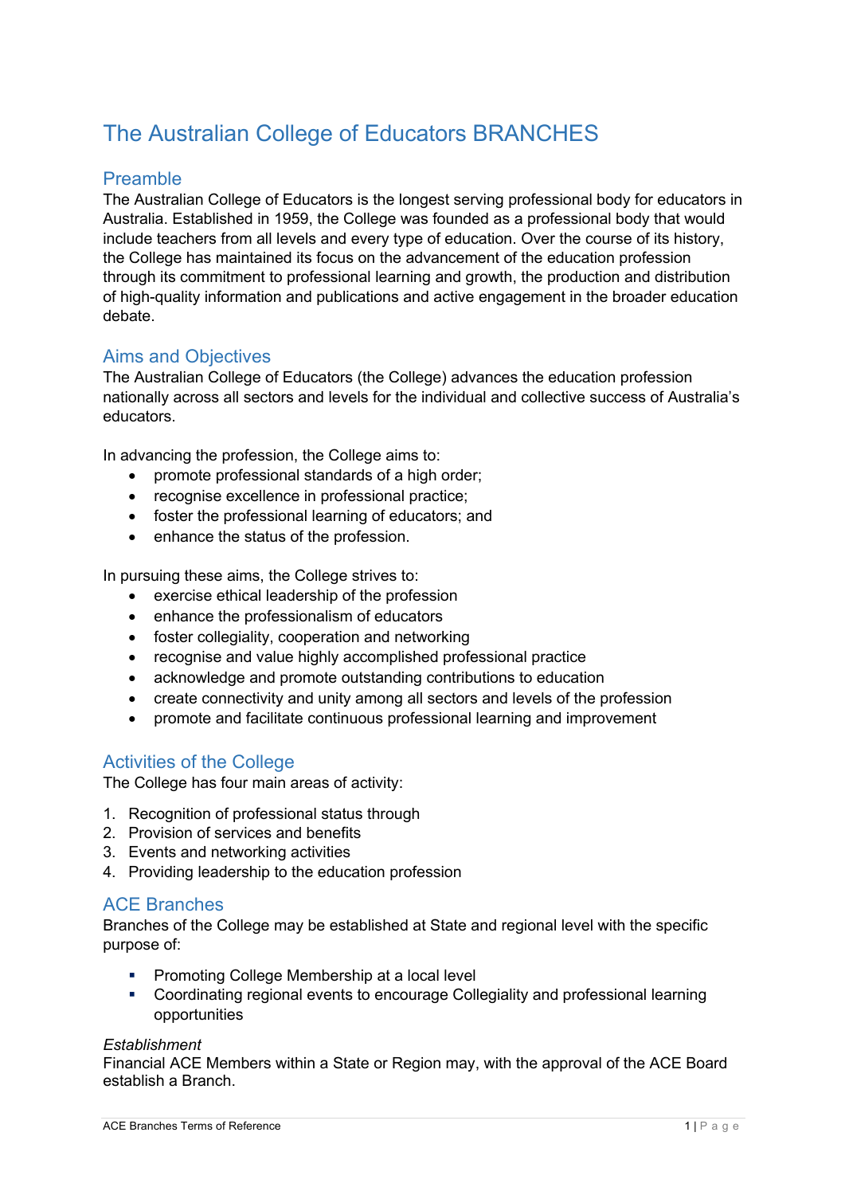# The Australian College of Educators BRANCHES

## Preamble

The Australian College of Educators is the longest serving professional body for educators in Australia. Established in 1959, the College was founded as a professional body that would include teachers from all levels and every type of education. Over the course of its history, the College has maintained its focus on the advancement of the education profession through its commitment to professional learning and growth, the production and distribution of high-quality information and publications and active engagement in the broader education debate.

## Aims and Objectives

The Australian College of Educators (the College) advances the education profession nationally across all sectors and levels for the individual and collective success of Australia's educators.

In advancing the profession, the College aims to:

- promote professional standards of a high order;
- recognise excellence in professional practice;
- foster the professional learning of educators; and
- enhance the status of the profession.

In pursuing these aims, the College strives to:

- exercise ethical leadership of the profession
- enhance the professionalism of educators
- foster collegiality, cooperation and networking
- recognise and value highly accomplished professional practice
- acknowledge and promote outstanding contributions to education
- create connectivity and unity among all sectors and levels of the profession
- promote and facilitate continuous professional learning and improvement

## Activities of the College

The College has four main areas of activity:

1. Recognition of professional status through
2. Provision of services and benefits
3. Events and networking activities
4. Providing leadership to the education profession

## ACE Branches

Branches of the College may be established at State and regional level with the specific purpose of:

- Promoting College Membership at a local level
- Coordinating regional events to encourage Collegiality and professional learning opportunities

*Establishment*

Financial ACE Members within a State or Region may, with the approval of the ACE Board establish a Branch.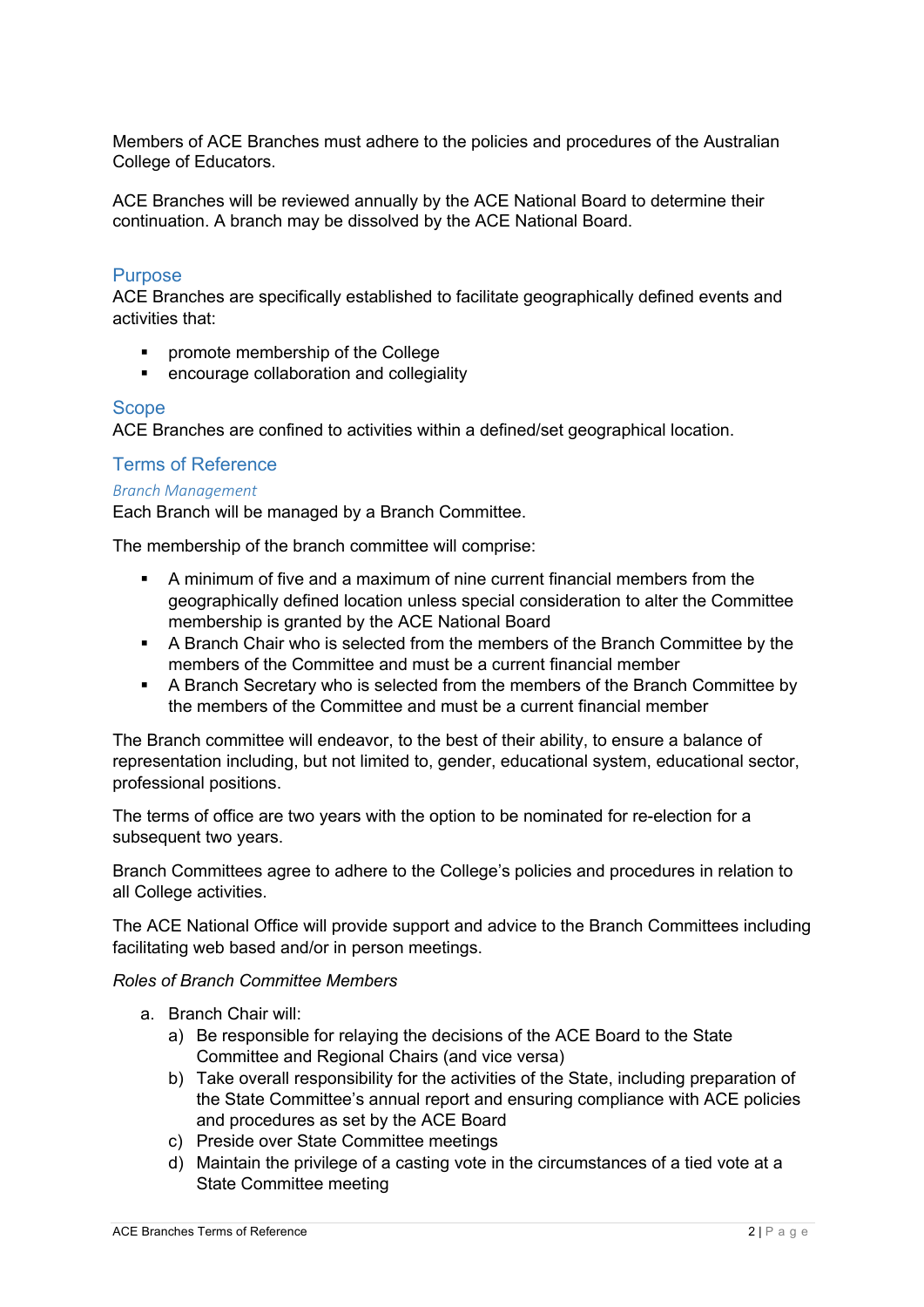Members of ACE Branches must adhere to the policies and procedures of the Australian College of Educators.

ACE Branches will be reviewed annually by the ACE National Board to determine their continuation. A branch may be dissolved by the ACE National Board.

## Purpose

ACE Branches are specifically established to facilitate geographically defined events and activities that:

- promote membership of the College
- encourage collaboration and collegiality

## Scope

ACE Branches are confined to activities within a defined/set geographical location.

## Terms of Reference

### *Branch Management*

Each Branch will be managed by a Branch Committee.

The membership of the branch committee will comprise:

- A minimum of five and a maximum of nine current financial members from the geographically defined location unless special consideration to alter the Committee membership is granted by the ACE National Board
- A Branch Chair who is selected from the members of the Branch Committee by the members of the Committee and must be a current financial member
- A Branch Secretary who is selected from the members of the Branch Committee by the members of the Committee and must be a current financial member

The Branch committee will endeavor, to the best of their ability, to ensure a balance of representation including, but not limited to, gender, educational system, educational sector, professional positions.

The terms of office are two years with the option to be nominated for re-election for a subsequent two years.

Branch Committees agree to adhere to the College's policies and procedures in relation to all College activities.

The ACE National Office will provide support and advice to the Branch Committees including facilitating web based and/or in person meetings.

*Roles of Branch Committee Members*

a. Branch Chair will:
   a) Be responsible for relaying the decisions of the ACE Board to the State Committee and Regional Chairs (and vice versa)
   b) Take overall responsibility for the activities of the State, including preparation of the State Committee's annual report and ensuring compliance with ACE policies and procedures as set by the ACE Board
   c) Preside over State Committee meetings
   d) Maintain the privilege of a casting vote in the circumstances of a tied vote at a State Committee meeting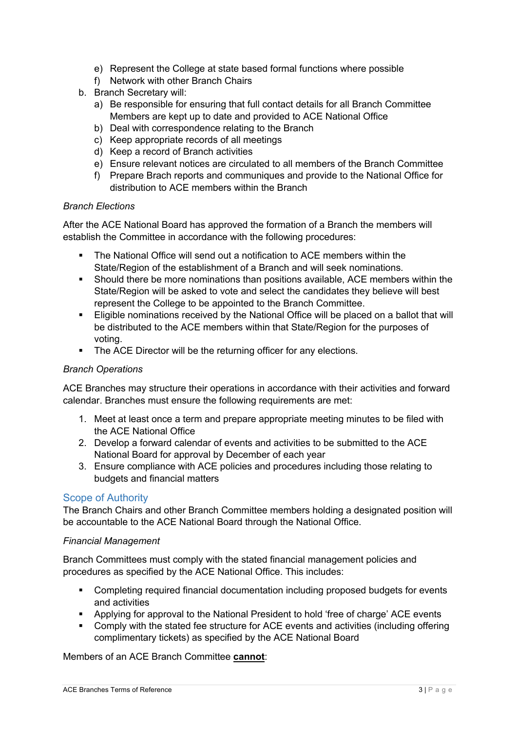e) Represent the College at state based formal functions where possible
    f) Network with other Branch Chairs
b. Branch Secretary will:
    a) Be responsible for ensuring that full contact details for all Branch Committee Members are kept up to date and provided to ACE National Office
    b) Deal with correspondence relating to the Branch
    c) Keep appropriate records of all meetings
    d) Keep a record of Branch activities
    e) Ensure relevant notices are circulated to all members of the Branch Committee
    f) Prepare Brach reports and communiques and provide to the National Office for distribution to ACE members within the Branch

*Branch Elections*

After the ACE National Board has approved the formation of a Branch the members will establish the Committee in accordance with the following procedures:

- The National Office will send out a notification to ACE members within the State/Region of the establishment of a Branch and will seek nominations.
- Should there be more nominations than positions available, ACE members within the State/Region will be asked to vote and select the candidates they believe will best represent the College to be appointed to the Branch Committee.
- Eligible nominations received by the National Office will be placed on a ballot that will be distributed to the ACE members within that State/Region for the purposes of voting.
- The ACE Director will be the returning officer for any elections.

*Branch Operations*

ACE Branches may structure their operations in accordance with their activities and forward calendar. Branches must ensure the following requirements are met:

1. Meet at least once a term and prepare appropriate meeting minutes to be filed with the ACE National Office
2. Develop a forward calendar of events and activities to be submitted to the ACE National Board for approval by December of each year
3. Ensure compliance with ACE policies and procedures including those relating to budgets and financial matters

## Scope of Authority

The Branch Chairs and other Branch Committee members holding a designated position will be accountable to the ACE National Board through the National Office.

*Financial Management*

Branch Committees must comply with the stated financial management policies and procedures as specified by the ACE National Office. This includes:

- Completing required financial documentation including proposed budgets for events and activities
- Applying for approval to the National President to hold 'free of charge' ACE events
- Comply with the stated fee structure for ACE events and activities (including offering complimentary tickets) as specified by the ACE National Board

Members of an ACE Branch Committee **cannot**: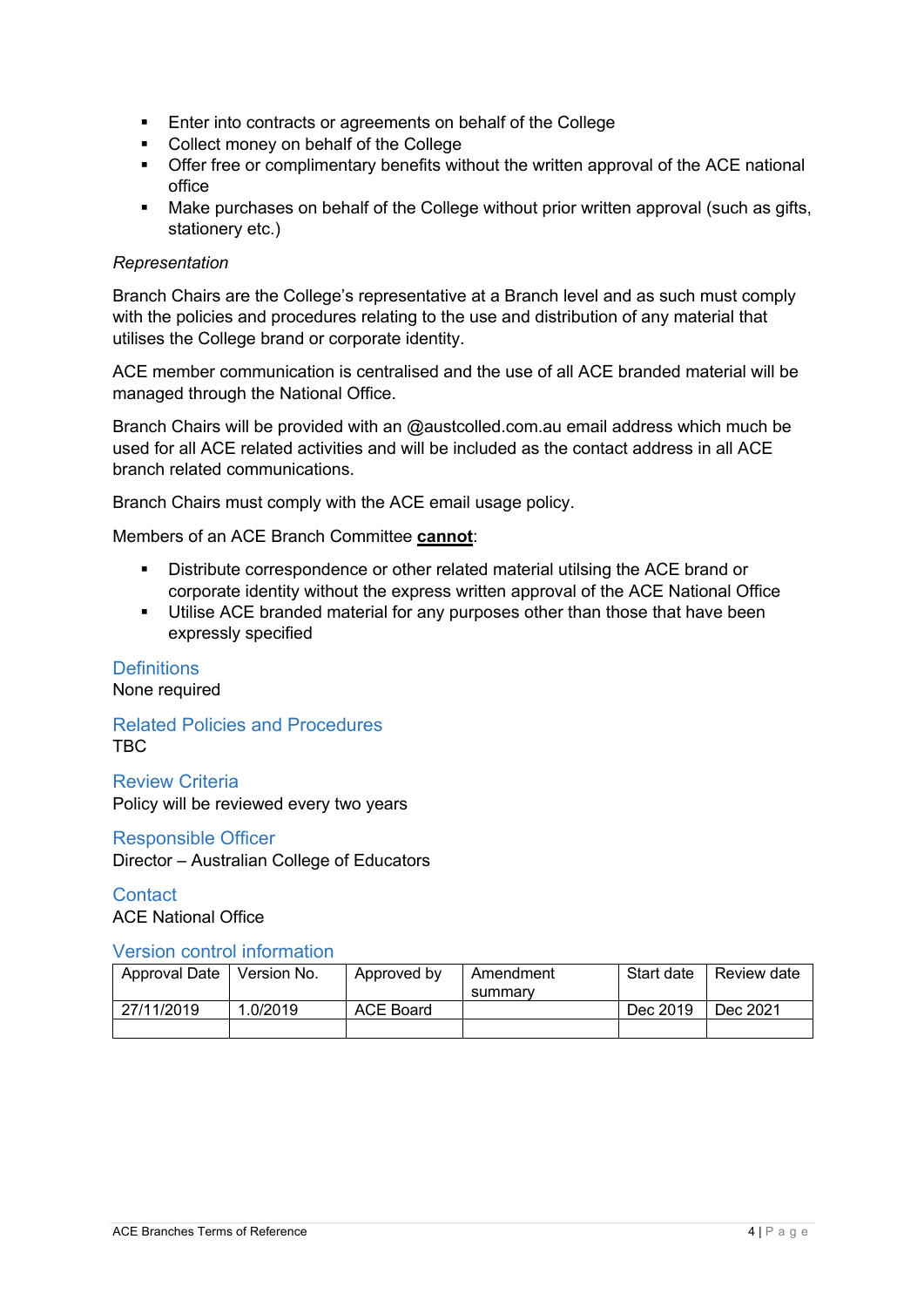- Enter into contracts or agreements on behalf of the College
- Collect money on behalf of the College
- Offer free or complimentary benefits without the written approval of the ACE national office
- Make purchases on behalf of the College without prior written approval (such as gifts, stationery etc.)

*Representation*

Branch Chairs are the College's representative at a Branch level and as such must comply with the policies and procedures relating to the use and distribution of any material that utilises the College brand or corporate identity.

ACE member communication is centralised and the use of all ACE branded material will be managed through the National Office.

Branch Chairs will be provided with an @austcolled.com.au email address which much be used for all ACE related activities and will be included as the contact address in all ACE branch related communications.

Branch Chairs must comply with the ACE email usage policy.

Members of an ACE Branch Committee **cannot**:

- Distribute correspondence or other related material utilsing the ACE brand or corporate identity without the express written approval of the ACE National Office
- Utilise ACE branded material for any purposes other than those that have been expressly specified

## Definitions

None required

## Related Policies and Procedures

TBC

## Review Criteria

Policy will be reviewed every two years

## Responsible Officer

Director – Australian College of Educators

## Contact

ACE National Office

## Version control information

| Approval Date | Version No. | Approved by | Amendment summary | Start date | Review date |
|---|---|---|---|---|---|
| 27/11/2019 | 1.0/2019 | ACE Board | | Dec 2019 | Dec 2021 |
| | | | | | |